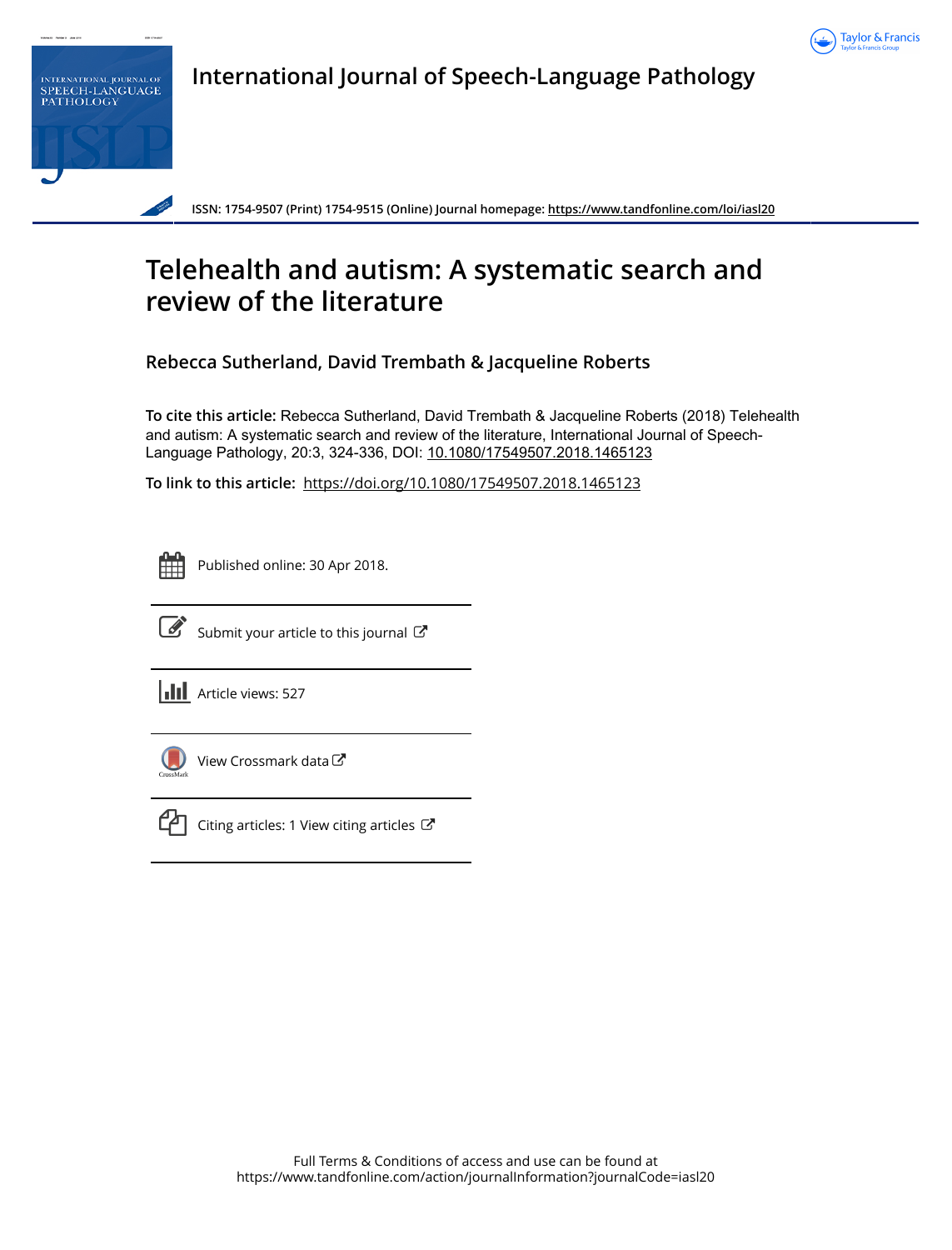International Journal of Speech-Language Pathology

ISSN: 1754-9507 (Print) 1754-9515 (Online) Journal homepage: https://www.tandfonline.com/loi/iasl20

# Telehealth and autism: A systematic search and review of the literature

**Rebecca Sutherland, David Trembath & Jacqueline Roberts**

**To cite this article:** Rebecca Sutherland, David Trembath & Jacqueline Roberts (2018) Telehealth and autism: A systematic search and review of the literature, International Journal of Speech-Language Pathology, 20:3, 324-336, DOI: 10.1080/17549507.2018.1465123

**To link to this article:** https://doi.org/10.1080/17549507.2018.1465123

Published online: 30 Apr 2018.

Submit your article to this journal

Article views: 527

View Crossmark data

Citing articles: 1 View citing articles

Full Terms & Conditions of access and use can be found at https://www.tandfonline.com/action/journalInformation?journalCode=iasl20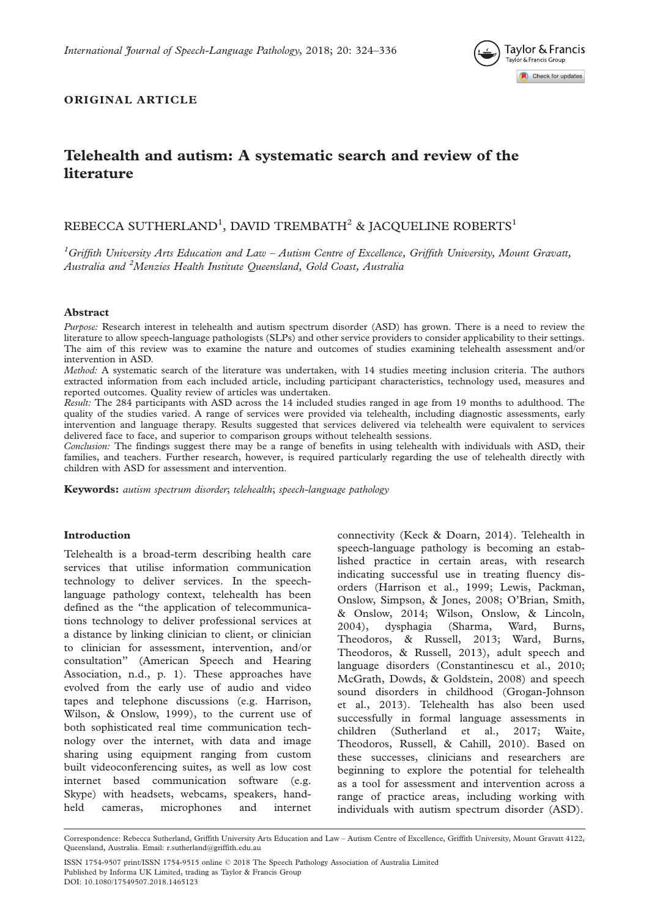*International Journal of Speech-Language Pathology*, 2018; 20: 324–336

**ORIGINAL ARTICLE**

# Telehealth and autism: A systematic search and review of the literature

REBECCA SUTHERLAND[1], DAVID TREMBATH[2] & JACQUELINE ROBERTS[1]

[1]*Griffith University Arts Education and Law – Autism Centre of Excellence, Griffith University, Mount Gravatt, Australia and* [2]*Menzies Health Institute Queensland, Gold Coast, Australia*

### Abstract

*Purpose:* Research interest in telehealth and autism spectrum disorder (ASD) has grown. There is a need to review the literature to allow speech-language pathologists (SLPs) and other service providers to consider applicability to their settings. The aim of this review was to examine the nature and outcomes of studies examining telehealth assessment and/or intervention in ASD.

*Method:* A systematic search of the literature was undertaken, with 14 studies meeting inclusion criteria. The authors extracted information from each included article, including participant characteristics, technology used, measures and reported outcomes. Quality review of articles was undertaken.

*Result:* The 284 participants with ASD across the 14 included studies ranged in age from 19 months to adulthood. The quality of the studies varied. A range of services were provided via telehealth, including diagnostic assessments, early intervention and language therapy. Results suggested that services delivered via telehealth were equivalent to services delivered face to face, and superior to comparison groups without telehealth sessions.

*Conclusion:* The findings suggest there may be a range of benefits in using telehealth with individuals with ASD, their families, and teachers. Further research, however, is required particularly regarding the use of telehealth directly with children with ASD for assessment and intervention.

**Keywords:** *autism spectrum disorder*; *telehealth*; *speech-language pathology*

## Introduction

Telehealth is a broad-term describing health care services that utilise information communication technology to deliver services. In the speech-language pathology context, telehealth has been defined as the "the application of telecommunications technology to deliver professional services at a distance by linking clinician to client, or clinician to clinician for assessment, intervention, and/or consultation" (American Speech and Hearing Association, n.d., p. 1). These approaches have evolved from the early use of audio and video tapes and telephone discussions (e.g. Harrison, Wilson, & Onslow, 1999), to the current use of both sophisticated real time communication technology over the internet, with data and image sharing using equipment ranging from custom built videoconferencing suites, as well as low cost internet based communication software (e.g. Skype) with headsets, webcams, speakers, hand-held cameras, microphones and internet connectivity (Keck & Doarn, 2014). Telehealth in speech-language pathology is becoming an established practice in certain areas, with research indicating successful use in treating fluency disorders (Harrison et al., 1999; Lewis, Packman, Onslow, Simpson, & Jones, 2008; O'Brian, Smith, & Onslow, 2014; Wilson, Onslow, & Lincoln, 2004), dysphagia (Sharma, Ward, Burns, Theodoros, & Russell, 2013; Ward, Burns, Theodoros, & Russell, 2013), adult speech and language disorders (Constantinescu et al., 2010; McGrath, Dowds, & Goldstein, 2008) and speech sound disorders in childhood (Grogan-Johnson et al., 2013). Telehealth has also been used successfully in formal language assessments in children (Sutherland et al., 2017; Waite, Theodoros, Russell, & Cahill, 2010). Based on these successes, clinicians and researchers are beginning to explore the potential for telehealth as a tool for assessment and intervention across a range of practice areas, including working with individuals with autism spectrum disorder (ASD).

Correspondence: Rebecca Sutherland, Griffith University Arts Education and Law – Autism Centre of Excellence, Griffith University, Mount Gravatt 4122, Queensland, Australia. Email: r.sutherland@griffith.edu.au

ISSN 1754-9507 print/ISSN 1754-9515 online © 2018 The Speech Pathology Association of Australia Limited
Published by Informa UK Limited, trading as Taylor & Francis Group
DOI: 10.1080/17549507.2018.1465123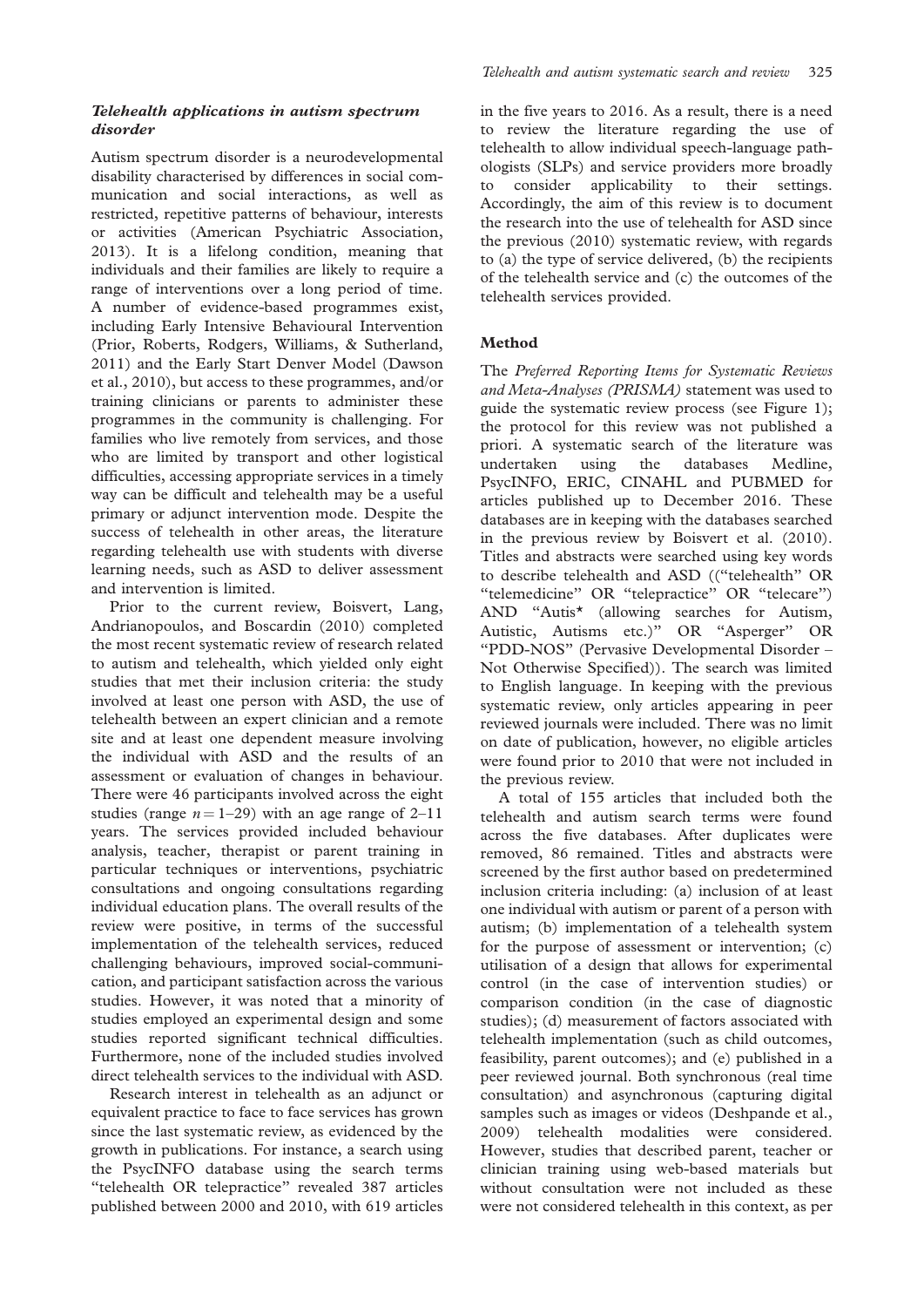### *Telehealth applications in autism spectrum disorder*

Autism spectrum disorder is a neurodevelopmental disability characterised by differences in social communication and social interactions, as well as restricted, repetitive patterns of behaviour, interests or activities (American Psychiatric Association, 2013). It is a lifelong condition, meaning that individuals and their families are likely to require a range of interventions over a long period of time. A number of evidence-based programmes exist, including Early Intensive Behavioural Intervention (Prior, Roberts, Rodgers, Williams, & Sutherland, 2011) and the Early Start Denver Model (Dawson et al., 2010), but access to these programmes, and/or training clinicians or parents to administer these programmes in the community is challenging. For families who live remotely from services, and those who are limited by transport and other logistical difficulties, accessing appropriate services in a timely way can be difficult and telehealth may be a useful primary or adjunct intervention mode. Despite the success of telehealth in other areas, the literature regarding telehealth use with students with diverse learning needs, such as ASD to deliver assessment and intervention is limited.

Prior to the current review, Boisvert, Lang, Andrianopoulos, and Boscardin (2010) completed the most recent systematic review of research related to autism and telehealth, which yielded only eight studies that met their inclusion criteria: the study involved at least one person with ASD, the use of telehealth between an expert clinician and a remote site and at least one dependent measure involving the individual with ASD and the results of an assessment or evaluation of changes in behaviour. There were 46 participants involved across the eight studies (range $n = 1–29$) with an age range of 2–11 years. The services provided included behaviour analysis, teacher, therapist or parent training in particular techniques or interventions, psychiatric consultations and ongoing consultations regarding individual education plans. The overall results of the review were positive, in terms of the successful implementation of the telehealth services, reduced challenging behaviours, improved social-communication, and participant satisfaction across the various studies. However, it was noted that a minority of studies employed an experimental design and some studies reported significant technical difficulties. Furthermore, none of the included studies involved direct telehealth services to the individual with ASD.

Research interest in telehealth as an adjunct or equivalent practice to face to face services has grown since the last systematic review, as evidenced by the growth in publications. For instance, a search using the PsycINFO database using the search terms "telehealth OR telepractice" revealed 387 articles published between 2000 and 2010, with 619 articles in the five years to 2016. As a result, there is a need to review the literature regarding the use of telehealth to allow individual speech-language pathologists (SLPs) and service providers more broadly to consider applicability to their settings. Accordingly, the aim of this review is to document the research into the use of telehealth for ASD since the previous (2010) systematic review, with regards to (a) the type of service delivered, (b) the recipients of the telehealth service and (c) the outcomes of the telehealth services provided.

## Method

The *Preferred Reporting Items for Systematic Reviews and Meta-Analyses (PRISMA)* statement was used to guide the systematic review process (see Figure 1); the protocol for this review was not published a priori. A systematic search of the literature was undertaken using the databases Medline, PsycINFO, ERIC, CINAHL and PUBMED for articles published up to December 2016. These databases are in keeping with the databases searched in the previous review by Boisvert et al. (2010). Titles and abstracts were searched using key words to describe telehealth and ASD (("telehealth" OR "telemedicine" OR "telepractice" OR "telecare") AND "Autis*" (allowing searches for Autism, Autistic, Autisms etc.)" OR "Asperger" OR "PDD-NOS" (Pervasive Developmental Disorder – Not Otherwise Specified)). The search was limited to English language. In keeping with the previous systematic review, only articles appearing in peer reviewed journals were included. There was no limit on date of publication, however, no eligible articles were found prior to 2010 that were not included in the previous review.

A total of 155 articles that included both the telehealth and autism search terms were found across the five databases. After duplicates were removed, 86 remained. Titles and abstracts were screened by the first author based on predetermined inclusion criteria including: (a) inclusion of at least one individual with autism or parent of a person with autism; (b) implementation of a telehealth system for the purpose of assessment or intervention; (c) utilisation of a design that allows for experimental control (in the case of intervention studies) or comparison condition (in the case of diagnostic studies); (d) measurement of factors associated with telehealth implementation (such as child outcomes, feasibility, parent outcomes); and (e) published in a peer reviewed journal. Both synchronous (real time consultation) and asynchronous (capturing digital samples such as images or videos (Deshpande et al., 2009) telehealth modalities were considered. However, studies that described parent, teacher or clinician training using web-based materials but without consultation were not included as these were not considered telehealth in this context, as per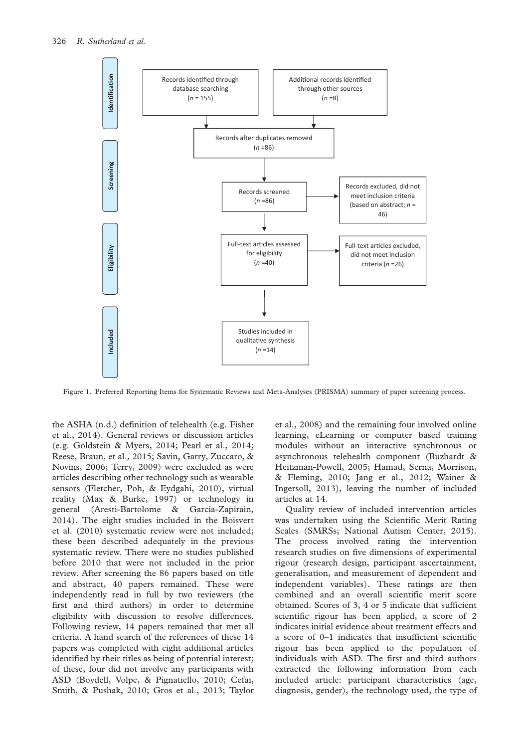**Identification**

Records identified through database searching ($n$ = 155)

Additional records identified through other sources ($n$ =8)

Records after duplicates removed ($n$ =86)

**Screening**

Records screened ($n$ =86)

Records excluded, did not meet inclusion criteria (based on abstract; $n$ = 46)

**Eligibility**

Full-text articles assessed for eligibility ($n$ =40)

Full-text articles excluded, did not meet inclusion criteria ($n$ =26)

**Included**

Studies included in qualitative synthesis ($n$ =14)

Figure 1. Preferred Reporting Items for Systematic Reviews and Meta-Analyses (PRISMA) summary of paper screening process.

the ASHA (n.d.) definition of telehealth (e.g. Fisher et al., 2014). General reviews or discussion articles (e.g. Goldstein & Myers, 2014; Pearl et al., 2014; Reese, Braun, et al., 2015; Savin, Garry, Zuccaro, & Novins, 2006; Terry, 2009) were excluded as were articles describing other technology such as wearable sensors (Fletcher, Poh, & Eydgahi, 2010), virtual reality (Max & Burke, 1997) or technology in general (Aresti-Bartolome & Garcia-Zapirain, 2014). The eight studies included in the Boisvert et al. (2010) systematic review were not included; these been described adequately in the previous systematic review. There were no studies published before 2010 that were not included in the prior review. After screening the 86 papers based on title and abstract, 40 papers remained. These were independently read in full by two reviewers (the first and third authors) in order to determine eligibility with discussion to resolve differences. Following review, 14 papers remained that met all criteria. A hand search of the references of these 14 papers was completed with eight additional articles identified by their titles as being of potential interest; of these, four did not involve any participants with ASD (Boydell, Volpe, & Pignatiello, 2010; Cefai, Smith, & Pushak, 2010; Gros et al., 2013; Taylor et al., 2008) and the remaining four involved online learning, eLearning or computer based training modules without an interactive synchronous or asynchronous telehealth component (Buzhardt & Heitzman-Powell, 2005; Hamad, Serna, Morrison, & Fleming, 2010; Jang et al., 2012; Wainer & Ingersoll, 2013), leaving the number of included articles at 14.

Quality review of included intervention articles was undertaken using the Scientific Merit Rating Scales (SMRSs; National Autism Center, 2015). The process involved rating the intervention research studies on five dimensions of experimental rigour (research design, participant ascertainment, generalisation, and measurement of dependent and independent variables). These ratings are then combined and an overall scientific merit score obtained. Scores of 3, 4 or 5 indicate that sufficient scientific rigour has been applied, a score of 2 indicates initial evidence about treatment effects and a score of 0–1 indicates that insufficient scientific rigour has been applied to the population of individuals with ASD. The first and third authors extracted the following information from each included article: participant characteristics (age, diagnosis, gender), the technology used, the type of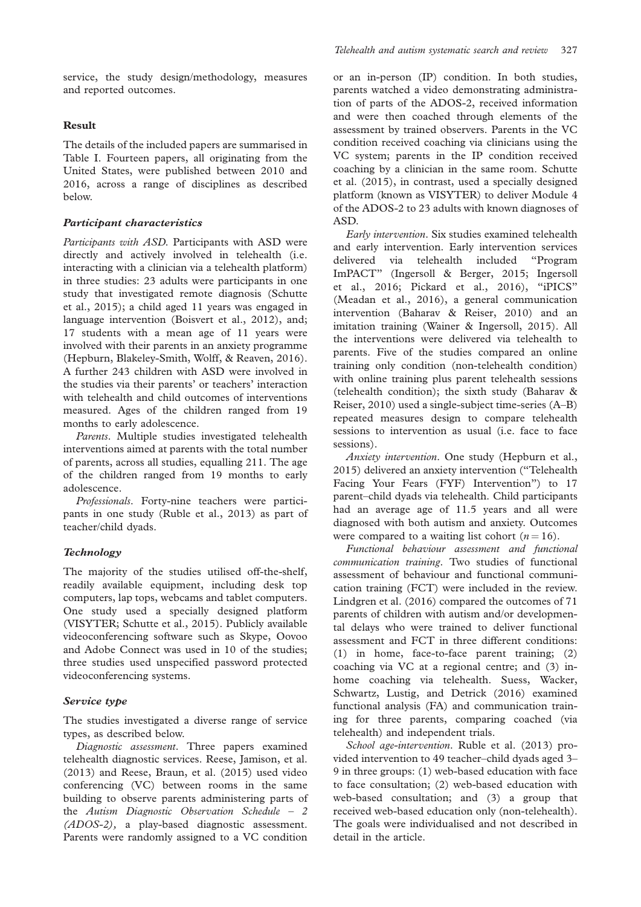service, the study design/methodology, measures and reported outcomes.

## Result

The details of the included papers are summarised in Table I. Fourteen papers, all originating from the United States, were published between 2010 and 2016, across a range of disciplines as described below.

### *Participant characteristics*

*Participants with ASD.* Participants with ASD were directly and actively involved in telehealth (i.e. interacting with a clinician via a telehealth platform) in three studies: 23 adults were participants in one study that investigated remote diagnosis (Schutte et al., 2015); a child aged 11 years was engaged in language intervention (Boisvert et al., 2012), and; 17 students with a mean age of 11 years were involved with their parents in an anxiety programme (Hepburn, Blakeley-Smith, Wolff, & Reaven, 2016). A further 243 children with ASD were involved in the studies via their parents' or teachers' interaction with telehealth and child outcomes of interventions measured. Ages of the children ranged from 19 months to early adolescence.

*Parents.* Multiple studies investigated telehealth interventions aimed at parents with the total number of parents, across all studies, equalling 211. The age of the children ranged from 19 months to early adolescence.

*Professionals.* Forty-nine teachers were participants in one study (Ruble et al., 2013) as part of teacher/child dyads.

### *Technology*

The majority of the studies utilised off-the-shelf, readily available equipment, including desk top computers, lap tops, webcams and tablet computers. One study used a specially designed platform (VISYTER; Schutte et al., 2015). Publicly available videoconferencing software such as Skype, Oovoo and Adobe Connect was used in 10 of the studies; three studies used unspecified password protected videoconferencing systems.

### *Service type*

The studies investigated a diverse range of service types, as described below.

*Diagnostic assessment.* Three papers examined telehealth diagnostic services. Reese, Jamison, et al. (2013) and Reese, Braun, et al. (2015) used video conferencing (VC) between rooms in the same building to observe parents administering parts of the *Autism Diagnostic Observation Schedule – 2 (ADOS-2),* a play-based diagnostic assessment. Parents were randomly assigned to a VC condition or an in-person (IP) condition. In both studies, parents watched a video demonstrating administration of parts of the ADOS-2, received information and were then coached through elements of the assessment by trained observers. Parents in the VC condition received coaching via clinicians using the VC system; parents in the IP condition received coaching by a clinician in the same room. Schutte et al. (2015), in contrast, used a specially designed platform (known as VISYTER) to deliver Module 4 of the ADOS-2 to 23 adults with known diagnoses of ASD.

*Early intervention.* Six studies examined telehealth and early intervention. Early intervention services delivered via telehealth included "Program ImPACT" (Ingersoll & Berger, 2015; Ingersoll et al., 2016; Pickard et al., 2016), "iPICS" (Meadan et al., 2016), a general communication intervention (Baharav & Reiser, 2010) and an imitation training (Wainer & Ingersoll, 2015). All the interventions were delivered via telehealth to parents. Five of the studies compared an online training only condition (non-telehealth condition) with online training plus parent telehealth sessions (telehealth condition); the sixth study (Baharav & Reiser, 2010) used a single-subject time-series (A–B) repeated measures design to compare telehealth sessions to intervention as usual (i.e. face to face sessions).

*Anxiety intervention.* One study (Hepburn et al., 2015) delivered an anxiety intervention ("Telehealth Facing Your Fears (FYF) Intervention") to 17 parent–child dyads via telehealth. Child participants had an average age of 11.5 years and all were diagnosed with both autism and anxiety. Outcomes were compared to a waiting list cohort ($n = 16$).

*Functional behaviour assessment and functional communication training.* Two studies of functional assessment of behaviour and functional communication training (FCT) were included in the review. Lindgren et al. (2016) compared the outcomes of 71 parents of children with autism and/or developmental delays who were trained to deliver functional assessment and FCT in three different conditions: (1) in home, face-to-face parent training; (2) coaching via VC at a regional centre; and (3) in-home coaching via telehealth. Suess, Wacker, Schwartz, Lustig, and Detrick (2016) examined functional analysis (FA) and communication training for three parents, comparing coached (via telehealth) and independent trials.

*School age-intervention.* Ruble et al. (2013) provided intervention to 49 teacher–child dyads aged 3–9 in three groups: (1) web-based education with face to face consultation; (2) web-based education with web-based consultation; and (3) a group that received web-based education only (non-telehealth). The goals were individualised and not described in detail in the article.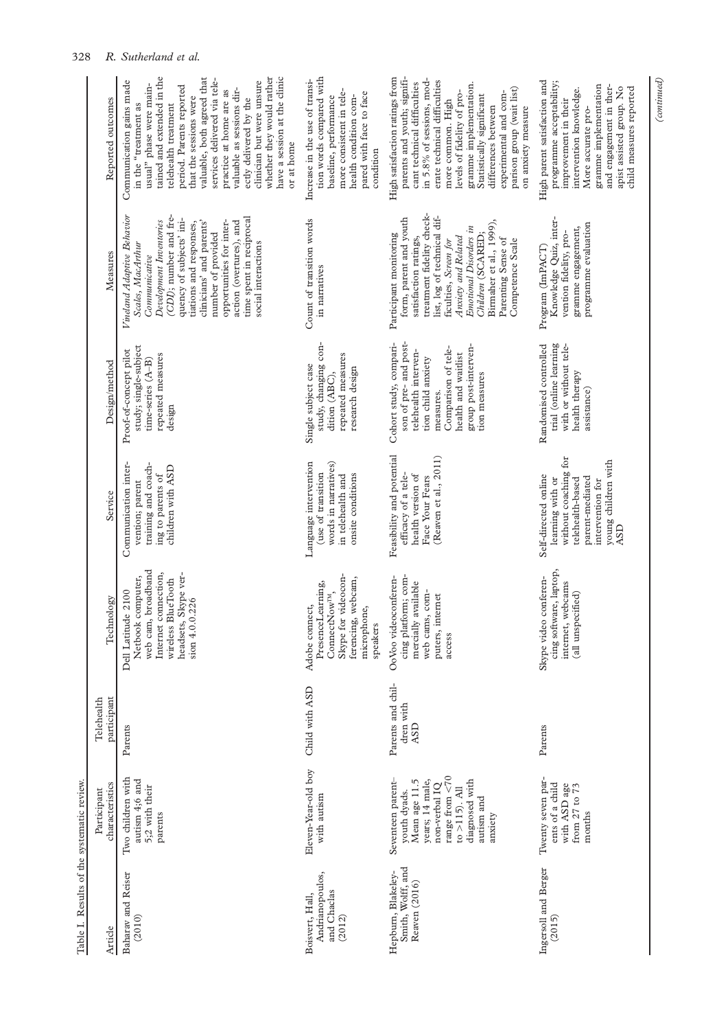Table I. Results of the systematic review.

| Article | Participant characteristics | Telehealth participant | Technology | Service | Design/method | Measures | Reported outcomes |
|---|---|---|---|---|---|---|---|
| Baharav and Reiser (2010) | Two children with autism 4;6 and 5;2 with their parents | Parents | Dell Latitude 2100 Netbook computer, web cam, broadband Internet connection, wireless BlueTooth headsets, Skype version 4.0.0.226 | Communication intervention; parent training and coaching to parents of children with ASD | Proof-of-concept pilot study; single-subject time-series (A–B) repeated measures design | *Vineland Adaptive Behavior Scales, MacArthur Communicative Development Inventories (CDI)*; number and frequency of subjects' initiations and responses, clinicians' and parents' number of provided opportunities for interaction (overtures), and time spent in reciprocal social interactions | Communication gains made in the "treatment as usual" phase were maintained and extended in the telehealth treatment period. Parents reported that the sessions were valuable, both agreed that services delivered via telepractice at home are as valuable as sessions directly delivered by the clinician but were unsure whether they would rather have a session at the clinic or at home |
| Boisvert, Hall, Andrianopoulos, and Chaclas (2012) | Eleven-Year-old boy with autism | Child with ASD | Adobe connect, PresenceLearning, ConnectNow™, Skype for videoconferencing, webcam, microphone, speakers | Language intervention (use of transition words in narratives) in telehealth and onsite conditions | Single subject case study, changing condition (ABC), repeated measures research design | Count of transition words in narratives | Increase in the use of transition words compared with baseline, performance more consistent in telehealth condition compared with face to face condition |
| Hepburn, Blakeley-Smith, Wolff, and Reaven (2016) | Seventeen parent-youth dyads. Mean age 11.5 years; 14 male, non-verbal IQ range from <70 to >115). All diagnosed with autism and anxiety | Parents and children with ASD | OoVoo videoconferencing platform; commercially available web cams, computers, internet access | Feasibility and potential efficacy of a telehealth version of Face Your Fears (Reaven et al., 2011) | Cohort study, comparison of pre- and post-telehealth intervention child anxiety measures. Comparison of telehealth and waitlist group post-intervention measures | Participant monitoring form, parent and youth satisfaction ratings, treatment fidelity checklist, log of technical difficulties, *Screen for Anxiety and Related Emotional Disorders in Children* (SCARED; Birmaher et al., 1999), Parenting Sense of Competence Scale | High satisfaction ratings from parents and youth; significant technical difficulties in 5.8% of sessions, moderate technical difficulties more common. High levels of fidelity of programme implementation. Statistically significant differences between experimental and comparison group (wait list) on anxiety measure |
| Ingersoll and Berger (2015) | Twenty seven parents of a child with ASD age from 27 to 73 months | Parents | Skype video conferencing software, laptop, internet, webcams (all unspecified) | Self-directed online learning with or without coaching for telehealth-based parent-mediated intervention for young children with ASD | Randomised controlled trial (online learning with or without telehealth therapy assistance) | Program (ImPACT) Knowledge Quiz, intervention fidelity, programme engagement, programme evaluation | High parent satisfaction and programme acceptability; improvement in their intervention knowledge. More accurate programme implementation and engagement in therapist assisted group. No child measures reported |

*(continued)*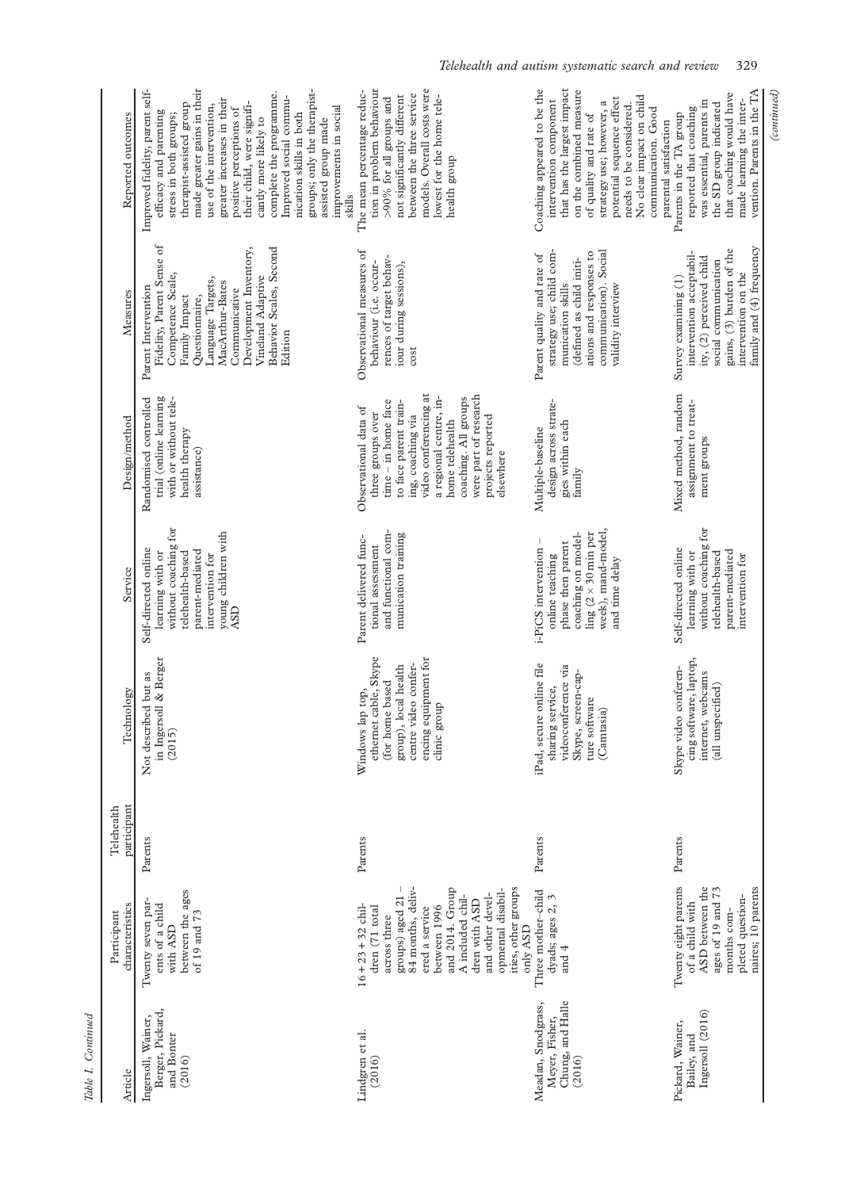*Table I. Continued*

| Article | Participant characteristics | Telehealth participant | Technology | Service | Design/method | Measures | Reported outcomes |
|---|---|---|---|---|---|---|---|
| Ingersoll, Wainer, Berger, Pickard, and Bonter (2016) | Twenty seven parents of a child with ASD between the ages of 19 and 73 | Parents | Not described but as in Ingersoll & Berger (2015) | Self-directed online learning with or without coaching for telehealth-based parent-mediated intervention for young children with ASD | Randomised controlled trial (online learning with or without telehealth therapy assistance) | Parent Intervention Fidelity, Parent Sense of Competence Scale, Family Impact Questionnaire, Language Targets, MacArthur-Bates Communicative Development Inventory, Vineland Adaptive Behavior Scales, Second Edition | Improved fidelity, parent self-efficacy and parenting stress in both groups; therapist-assisted group made greater gains in their use of the intervention, greater increases in their positive perceptions of their child, were significantly more likely to complete the programme. Improved social communication skills in both groups; only the therapist-assisted group made improvements in social skills |
| Lindgren et al. (2016) | 16 + 23 + 32 children (71 total across three groups) aged 21 – 84 months, delivered a service between 1996 and 2014. Group A included children with ASD and other developmental disabilities, other groups only ASD | Parents | Windows lap top, ethernet cable, Skype (for home based group), local health centre video conferencing equipment for clinic group | Parent delivered functional assessment and functional communication training | Observational data of three groups over time – in home face to face parent training, coaching via video conferencing at a regional centre, in-home telehealth coaching. All groups were part of research projects reported elsewhere | Observational measures of behaviour (i.e. occurrences of target behaviour during sessions), cost | The mean percentage reduction in problem behaviour >90% for all groups and not significantly different between the three service models. Overall costs were lowest for the home telehealth group |
| Meadan, Snodgrass, Meyer, Fisher, Chung, and Halle (2016) | Three mother–child dyads; ages 2, 3 and 4 | Parents | iPad, secure online file sharing service, videoconference via Skype, screen-capture software (Camtasia) | i-PiCS intervention – online teaching phase then parent coaching on modelling (2 × 30 min per week), mand-model, and time delay | Multiple-baseline design across strategies within each family | Parent quality and rate of strategy use; child communication skills (defined as child initiations and responses to communication). Social validity interview | Coaching appeared to be the intervention component that has the largest impact on the combined measure of quality and rate of strategy use; however, a potential sequence effect needs to be considered. No clear impact on child communication. Good parental satisfaction |
| Pickard, Wainer, Bailey, and Ingersoll (2016) | Twenty eight parents of a child with ASD between the ages of 19 and 73 months completed questionnaires; 10 parents | Parents | Skype video conferencing software, laptop, internet, webcams (all unspecified) | Self-directed online learning with or without coaching for telehealth-based parent-mediated intervention for | Mixed method, random assignment to treatment groups | Survey examining (1) intervention acceptability, (2) perceived child social communication gains, (3) burden of the intervention on the family and (4) frequency | Parents in the TA group reported that coaching was essential, parents in the SD group indicated that coaching would have made learning the intervention. Parents in the TA |

*(continued)*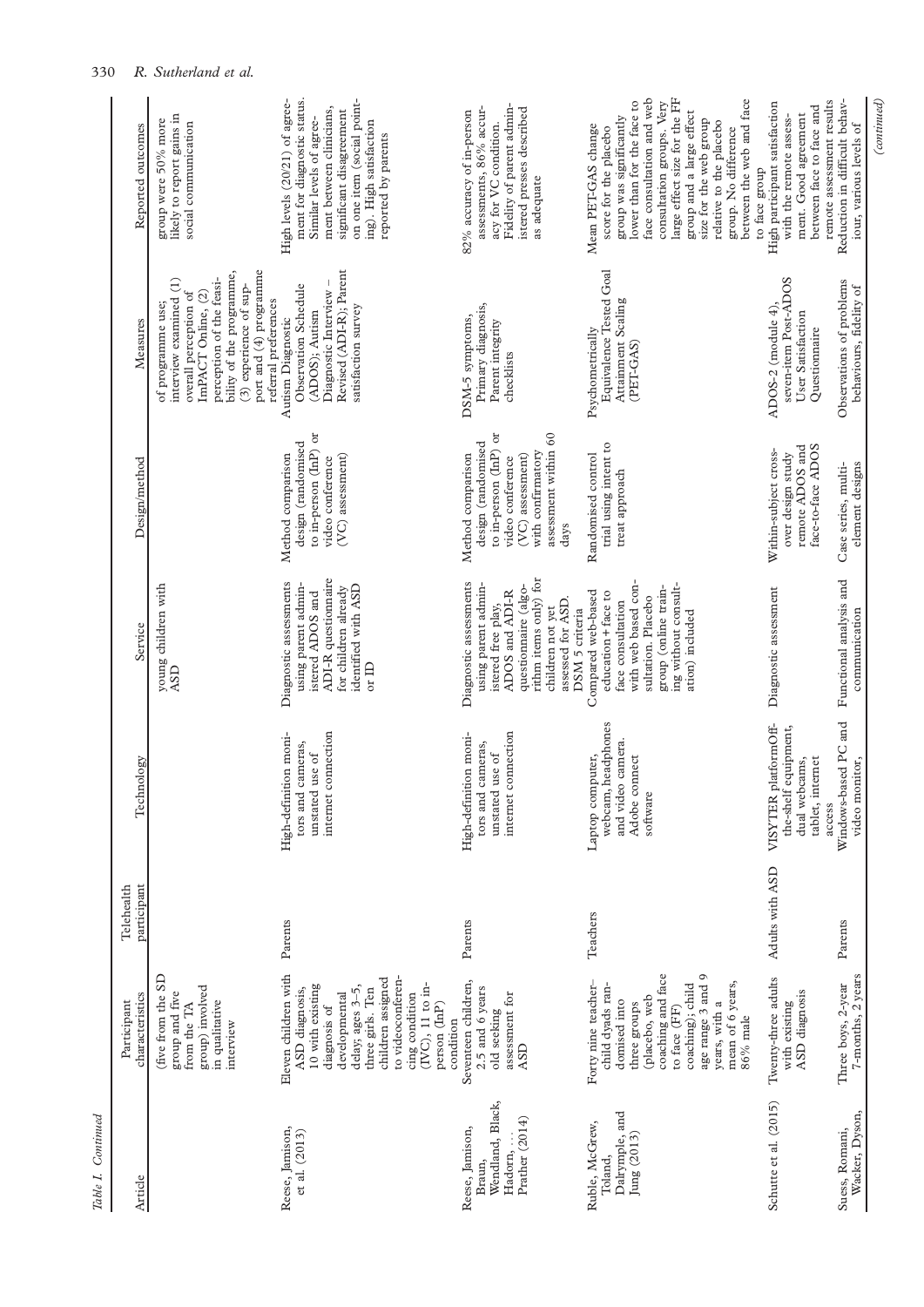*Table I. Continued*

| Article | Participant characteristics | Telehealth participant | Technology | Service | Design/method | Measures | Reported outcomes |
|---|---|---|---|---|---|---|---|
| | (five from the SD group and five from the TA group) involved in qualitative interview | | | young children with ASD | | of programme use; interview examined (1) overall perception of ImPACT Online, (2) perception of the feasibility of the programme, (3) experience of support and (4) programme referral preferences | group were 50% more likely to report gains in social communication |
| Reese, Jamison, et al. (2013) | Eleven children with ASD diagnosis, 10 with existing diagnosis of developmental delay; ages 3–5, three girls. Ten children assigned to videoconferencing condition (IVC), 11 to in-person (InP) condition | Parents | High-definition monitors and cameras, unstated use of internet connection | Diagnostic assessments using parent administered ADOS and ADI-R questionnaire for children already identified with ASD or ID | Method comparison design (randomised to in-person (InP) or video conference (VC) assessment) | Autism Diagnostic Observation Schedule (ADOS); Autism Diagnostic Interview – Revised (ADI-R); Parent satisfaction survey | High levels (20/21) of agreement for diagnostic status. Similar levels of agreement between clinicians, significant disagreement on one item (social pointing). High satisfaction reported by parents |
| Reese, Jamison, Braun, Wendland, Black, Hadorn, ... Prather (2014) | Seventeen children, 2.5 and 6 years old seeking assessment for ASD | Parents | High-definition monitors and cameras, unstated use of internet connection | Diagnostic assessments using parent administered free play, ADOS and ADI-R questionnaire (algorithm items only) for children not yet assessed for ASD. DSM 5 criteria | Method comparison design (randomised to in-person (InP) or video conference (VC) assessment) with confirmatory assessment within 60 days | DSM-5 symptoms, Primary diagnosis, Parent integrity checklists | 82% accuracy of in-person assessments, 86% accuracy for VC condition. Fidelity of parent administered presses described as adequate |
| Ruble, McGrew, Toland, Dalrymple, and Jung (2013) | Forty nine teacher–child dyads randomised into three groups (placebo, web coaching and face to face (FF) coaching); child age range 3 and 9 years, with a mean of 6 years, 86% male | Teachers | Laptop computer, webcam, headphones and video camera. Adobe connect software | Compared web-based education + face to face consultation with web based consultation. Placebo group (online training without consultation) included | Randomised control trial using intent to treat approach | Psychometrically Equivalence Tested Goal Attainment Scaling (PET-GAS) | Mean PET-GAS change score for the placebo group was significantly lower than for the face to face consultation and web consultation groups. Very large effect size for the FF group and a large effect size for the web group relative to the placebo group. No difference between the web and face to face group |
| Schutte et al. (2015) | Twenty-three adults with existing ASD diagnosis | Adults with ASD | VISYTER platformOff-the-shelf equipment, dual webcams, tablet, internet access | Diagnostic assessment | Within-subject cross-over design study remote ADOS and face-to-face ADOS | ADOS-2 (module 4), seven-item Post-ADOS User Satisfaction Questionnaire | High participant satisfaction with the remote assessment. Good agreement between face to face and remote assessment results |
| Suess, Romani, Wacker, Dyson, | Three boys, 2-year 7-months, 2 years | Parents | Windows-based PC and video monitor, | Functional analysis and communication | Case series, multi-element designs | Observations of problems behaviours, fidelity of | Reduction in difficult behaviour, various levels of |

*(continued)*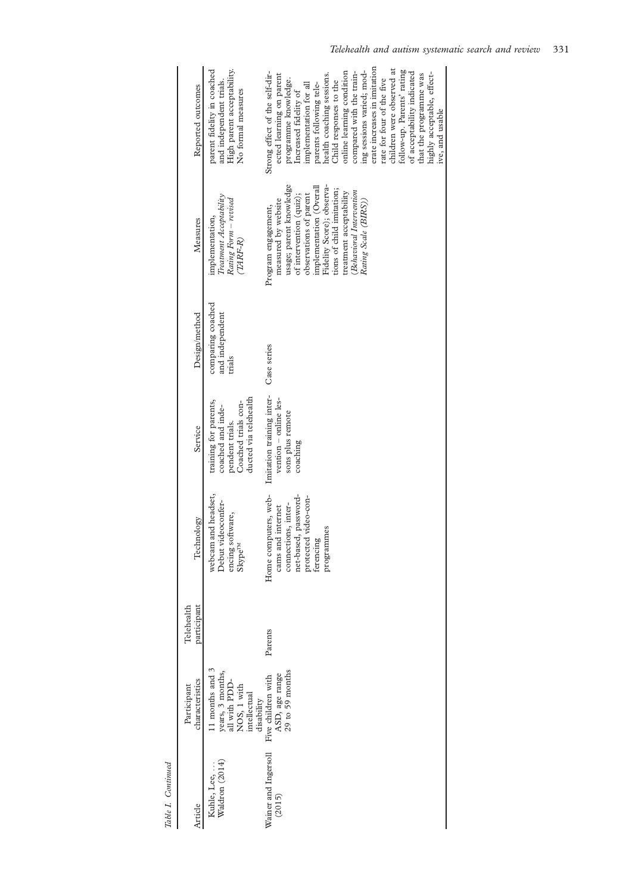Table I. Continued

| Article | Participant characteristics | Telehealth participant | Technology | Service | Design/method | Measures | Reported outcomes |
|---|---|---|---|---|---|---|---|
| Kuhle, Lee, … Waldron (2014) | 11 months and 3 years, 3 months, all with PDD-NOS, 1 with intellectual disability | | webcam and headset, Debut videoconferencing software, Skype™ | training for parents, coached and independent trials. Coached trials conducted via telehealth | comparing coached and independent trials | implementation, *Treatment Acceptability Rating Form – revised (TARF-R)* | parent fidelity in coached and independent trials. High parent acceptability. No formal measures |
| Wainer and Ingersoll (2015) | Five children with ASD, age range 29 to 59 months | Parents | Home computers, webcams and internet connections, internet-based, password-protected video-conferencing programmes | Imitation training intervention – online lessons plus remote coaching | Case series | Program engagement, measured by website usage; parent knowledge of intervention (quiz); observations of parent implementation (Overall Fidelity Score); observations of child imitation; treatment acceptability (*Behavioral Intervention Rating Scale (BIRS)*) | Strong effect of the self-directed learning on parent programme knowledge. Increased fidelity of implementation for all parents following telehealth coaching sessions. Child responses to the online learning condition compared with the training sessions varied; moderate increases in imitation rate for four of the five children were observed at follow-up. Parents' rating of acceptability indicated that the programme was highly acceptable, effective, and usable |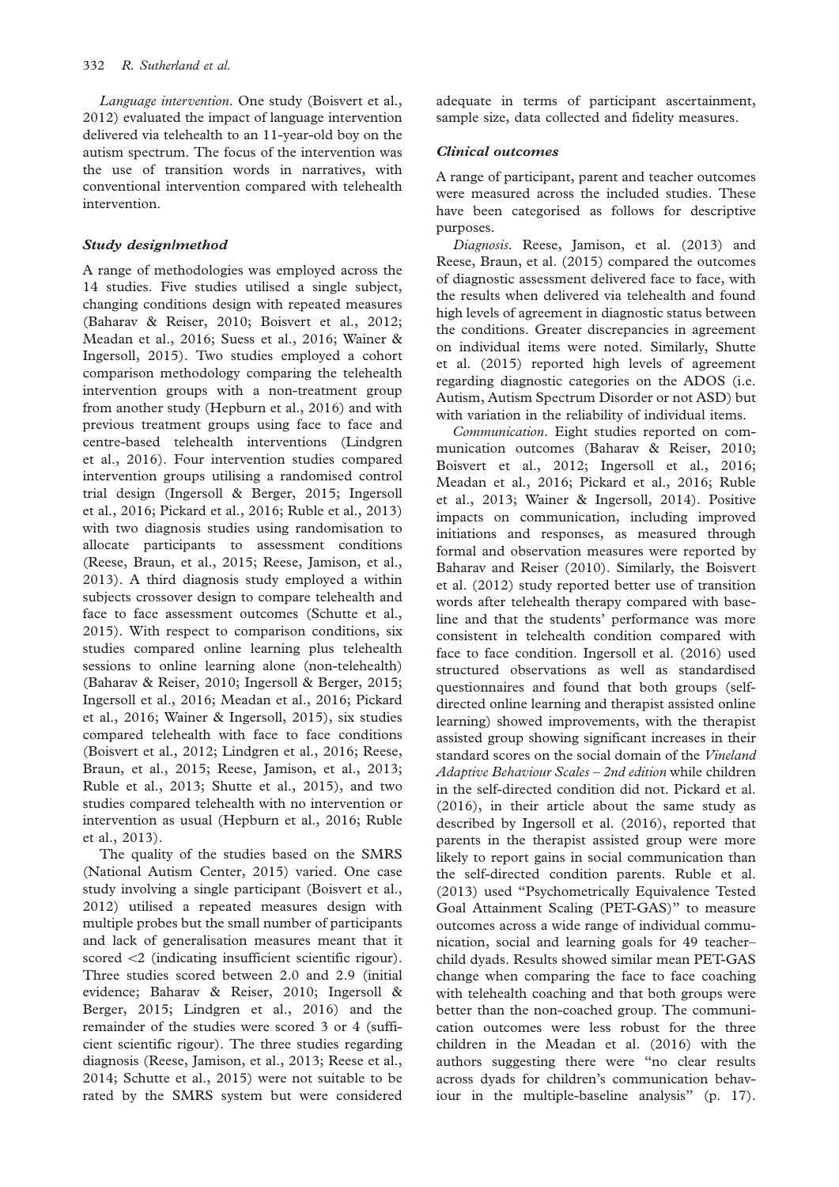*Language intervention*. One study (Boisvert et al., 2012) evaluated the impact of language intervention delivered via telehealth to an 11-year-old boy on the autism spectrum. The focus of the intervention was the use of transition words in narratives, with conventional intervention compared with telehealth intervention.

### *Study design/method*

A range of methodologies was employed across the 14 studies. Five studies utilised a single subject, changing conditions design with repeated measures (Baharav & Reiser, 2010; Boisvert et al., 2012; Meadan et al., 2016; Suess et al., 2016; Wainer & Ingersoll, 2015). Two studies employed a cohort comparison methodology comparing the telehealth intervention groups with a non-treatment group from another study (Hepburn et al., 2016) and with previous treatment groups using face to face and centre-based telehealth interventions (Lindgren et al., 2016). Four intervention studies compared intervention groups utilising a randomised control trial design (Ingersoll & Berger, 2015; Ingersoll et al., 2016; Pickard et al., 2016; Ruble et al., 2013) with two diagnosis studies using randomisation to allocate participants to assessment conditions (Reese, Braun, et al., 2015; Reese, Jamison, et al., 2013). A third diagnosis study employed a within subjects crossover design to compare telehealth and face to face assessment outcomes (Schutte et al., 2015). With respect to comparison conditions, six studies compared online learning plus telehealth sessions to online learning alone (non-telehealth) (Baharav & Reiser, 2010; Ingersoll & Berger, 2015; Ingersoll et al., 2016; Meadan et al., 2016; Pickard et al., 2016; Wainer & Ingersoll, 2015), six studies compared telehealth with face to face conditions (Boisvert et al., 2012; Lindgren et al., 2016; Reese, Braun, et al., 2015; Reese, Jamison, et al., 2013; Ruble et al., 2013; Shutte et al., 2015), and two studies compared telehealth with no intervention or intervention as usual (Hepburn et al., 2016; Ruble et al., 2013).

The quality of the studies based on the SMRS (National Autism Center, 2015) varied. One case study involving a single participant (Boisvert et al., 2012) utilised a repeated measures design with multiple probes but the small number of participants and lack of generalisation measures meant that it scored <2 (indicating insufficient scientific rigour). Three studies scored between 2.0 and 2.9 (initial evidence; Baharav & Reiser, 2010; Ingersoll & Berger, 2015; Lindgren et al., 2016) and the remainder of the studies were scored 3 or 4 (sufficient scientific rigour). The three studies regarding diagnosis (Reese, Jamison, et al., 2013; Reese et al., 2014; Schutte et al., 2015) were not suitable to be rated by the SMRS system but were considered adequate in terms of participant ascertainment, sample size, data collected and fidelity measures.

### *Clinical outcomes*

A range of participant, parent and teacher outcomes were measured across the included studies. These have been categorised as follows for descriptive purposes.

*Diagnosis*. Reese, Jamison, et al. (2013) and Reese, Braun, et al. (2015) compared the outcomes of diagnostic assessment delivered face to face, with the results when delivered via telehealth and found high levels of agreement in diagnostic status between the conditions. Greater discrepancies in agreement on individual items were noted. Similarly, Shutte et al. (2015) reported high levels of agreement regarding diagnostic categories on the ADOS (i.e. Autism, Autism Spectrum Disorder or not ASD) but with variation in the reliability of individual items.

*Communication*. Eight studies reported on communication outcomes (Baharav & Reiser, 2010; Boisvert et al., 2012; Ingersoll et al., 2016; Meadan et al., 2016; Pickard et al., 2016; Ruble et al., 2013; Wainer & Ingersoll, 2014). Positive impacts on communication, including improved initiations and responses, as measured through formal and observation measures were reported by Baharav and Reiser (2010). Similarly, the Boisvert et al. (2012) study reported better use of transition words after telehealth therapy compared with baseline and that the students' performance was more consistent in telehealth condition compared with face to face condition. Ingersoll et al. (2016) used structured observations as well as standardised questionnaires and found that both groups (self-directed online learning and therapist assisted online learning) showed improvements, with the therapist assisted group showing significant increases in their standard scores on the social domain of the *Vineland Adaptive Behaviour Scales – 2nd edition* while children in the self-directed condition did not. Pickard et al. (2016), in their article about the same study as described by Ingersoll et al. (2016), reported that parents in the therapist assisted group were more likely to report gains in social communication than the self-directed condition parents. Ruble et al. (2013) used "Psychometrically Equivalence Tested Goal Attainment Scaling (PET-GAS)" to measure outcomes across a wide range of individual communication, social and learning goals for 49 teacher–child dyads. Results showed similar mean PET-GAS change when comparing the face to face coaching with telehealth coaching and that both groups were better than the non-coached group. The communication outcomes were less robust for the three children in the Meadan et al. (2016) with the authors suggesting there were "no clear results across dyads for children's communication behaviour in the multiple-baseline analysis" (p. 17).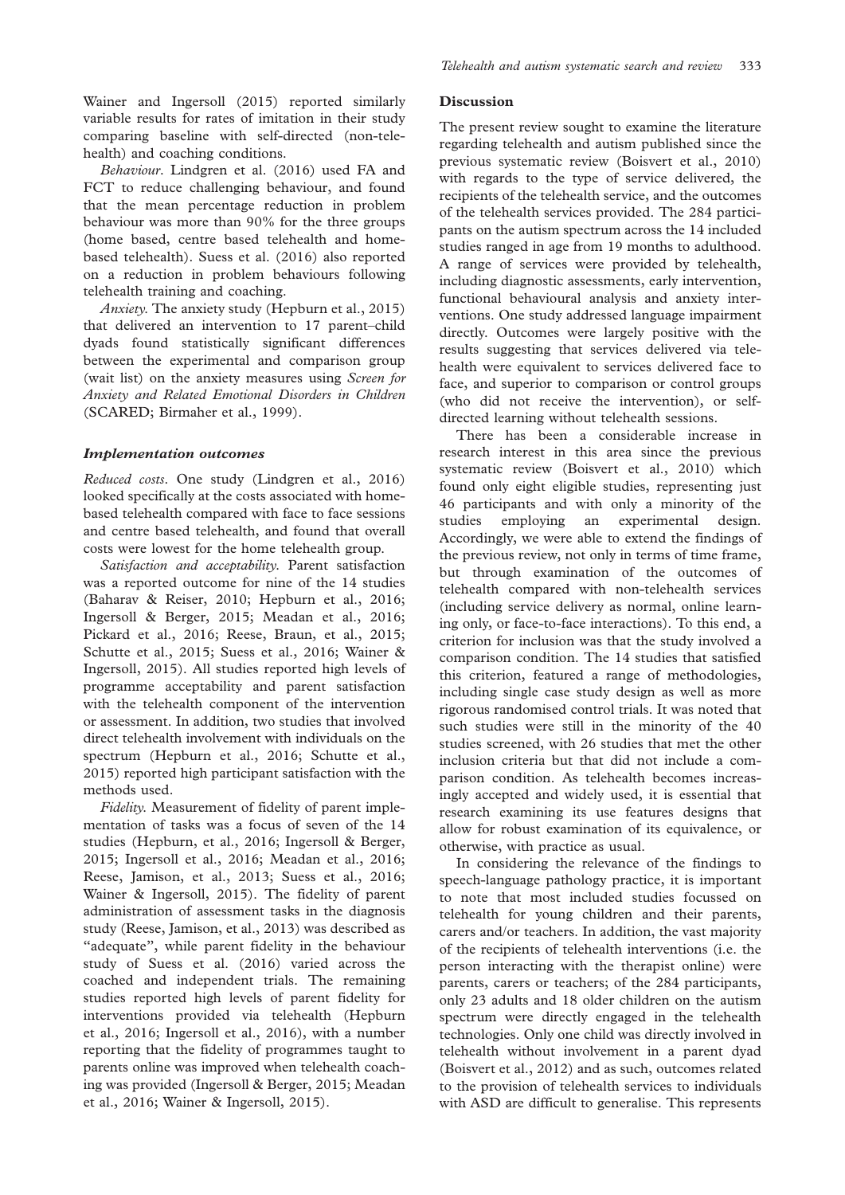Wainer and Ingersoll (2015) reported similarly variable results for rates of imitation in their study comparing baseline with self-directed (non-telehealth) and coaching conditions.

*Behaviour*. Lindgren et al. (2016) used FA and FCT to reduce challenging behaviour, and found that the mean percentage reduction in problem behaviour was more than 90% for the three groups (home based, centre based telehealth and home-based telehealth). Suess et al. (2016) also reported on a reduction in problem behaviours following telehealth training and coaching.

*Anxiety*. The anxiety study (Hepburn et al., 2015) that delivered an intervention to 17 parent–child dyads found statistically significant differences between the experimental and comparison group (wait list) on the anxiety measures using *Screen for Anxiety and Related Emotional Disorders in Children* (SCARED; Birmaher et al., 1999).

### Implementation outcomes

*Reduced costs*. One study (Lindgren et al., 2016) looked specifically at the costs associated with home-based telehealth compared with face to face sessions and centre based telehealth, and found that overall costs were lowest for the home telehealth group.

*Satisfaction and acceptability*. Parent satisfaction was a reported outcome for nine of the 14 studies (Baharav & Reiser, 2010; Hepburn et al., 2016; Ingersoll & Berger, 2015; Meadan et al., 2016; Pickard et al., 2016; Reese, Braun, et al., 2015; Schutte et al., 2015; Suess et al., 2016; Wainer & Ingersoll, 2015). All studies reported high levels of programme acceptability and parent satisfaction with the telehealth component of the intervention or assessment. In addition, two studies that involved direct telehealth involvement with individuals on the spectrum (Hepburn et al., 2016; Schutte et al., 2015) reported high participant satisfaction with the methods used.

*Fidelity*. Measurement of fidelity of parent implementation of tasks was a focus of seven of the 14 studies (Hepburn, et al., 2016; Ingersoll & Berger, 2015; Ingersoll et al., 2016; Meadan et al., 2016; Reese, Jamison, et al., 2013; Suess et al., 2016; Wainer & Ingersoll, 2015). The fidelity of parent administration of assessment tasks in the diagnosis study (Reese, Jamison, et al., 2013) was described as "adequate", while parent fidelity in the behaviour study of Suess et al. (2016) varied across the coached and independent trials. The remaining studies reported high levels of parent fidelity for interventions provided via telehealth (Hepburn et al., 2016; Ingersoll et al., 2016), with a number reporting that the fidelity of programmes taught to parents online was improved when telehealth coaching was provided (Ingersoll & Berger, 2015; Meadan et al., 2016; Wainer & Ingersoll, 2015).

## Discussion

The present review sought to examine the literature regarding telehealth and autism published since the previous systematic review (Boisvert et al., 2010) with regards to the type of service delivered, the recipients of the telehealth service, and the outcomes of the telehealth services provided. The 284 participants on the autism spectrum across the 14 included studies ranged in age from 19 months to adulthood. A range of services were provided by telehealth, including diagnostic assessments, early intervention, functional behavioural analysis and anxiety interventions. One study addressed language impairment directly. Outcomes were largely positive with the results suggesting that services delivered via telehealth were equivalent to services delivered face to face, and superior to comparison or control groups (who did not receive the intervention), or self-directed learning without telehealth sessions.

There has been a considerable increase in research interest in this area since the previous systematic review (Boisvert et al., 2010) which found only eight eligible studies, representing just 46 participants and with only a minority of the studies employing an experimental design. Accordingly, we were able to extend the findings of the previous review, not only in terms of time frame, but through examination of the outcomes of telehealth compared with non-telehealth services (including service delivery as normal, online learning only, or face-to-face interactions). To this end, a criterion for inclusion was that the study involved a comparison condition. The 14 studies that satisfied this criterion, featured a range of methodologies, including single case study design as well as more rigorous randomised control trials. It was noted that such studies were still in the minority of the 40 studies screened, with 26 studies that met the other inclusion criteria but that did not include a comparison condition. As telehealth becomes increasingly accepted and widely used, it is essential that research examining its use features designs that allow for robust examination of its equivalence, or otherwise, with practice as usual.

In considering the relevance of the findings to speech-language pathology practice, it is important to note that most included studies focussed on telehealth for young children and their parents, carers and/or teachers. In addition, the vast majority of the recipients of telehealth interventions (i.e. the person interacting with the therapist online) were parents, carers or teachers; of the 284 participants, only 23 adults and 18 older children on the autism spectrum were directly engaged in the telehealth technologies. Only one child was directly involved in telehealth without involvement in a parent dyad (Boisvert et al., 2012) and as such, outcomes related to the provision of telehealth services to individuals with ASD are difficult to generalise. This represents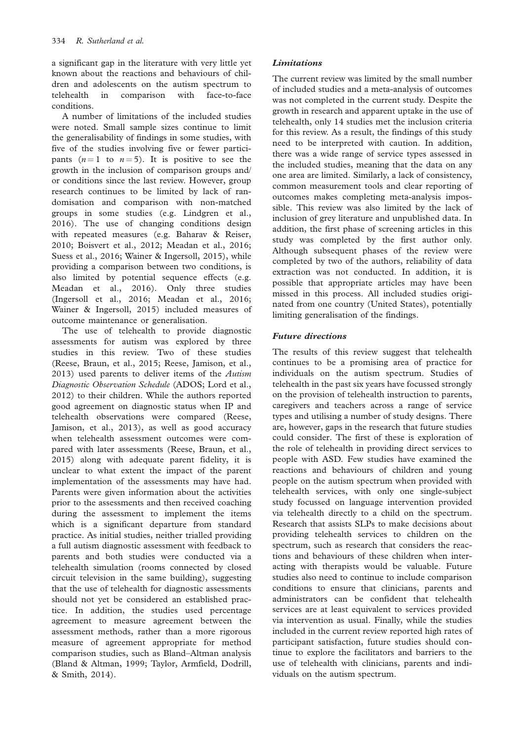a significant gap in the literature with very little yet known about the reactions and behaviours of children and adolescents on the autism spectrum to telehealth in comparison with face-to-face conditions.

A number of limitations of the included studies were noted. Small sample sizes continue to limit the generalisability of findings in some studies, with five of the studies involving five or fewer participants ($n=1$ to $n=5$). It is positive to see the growth in the inclusion of comparison groups and/or conditions since the last review. However, group research continues to be limited by lack of randomisation and comparison with non-matched groups in some studies (e.g. Lindgren et al., 2016). The use of changing conditions design with repeated measures (e.g. Baharav & Reiser, 2010; Boisvert et al., 2012; Meadan et al., 2016; Suess et al., 2016; Wainer & Ingersoll, 2015), while providing a comparison between two conditions, is also limited by potential sequence effects (e.g. Meadan et al., 2016). Only three studies (Ingersoll et al., 2016; Meadan et al., 2016; Wainer & Ingersoll, 2015) included measures of outcome maintenance or generalisation.

The use of telehealth to provide diagnostic assessments for autism was explored by three studies in this review. Two of these studies (Reese, Braun, et al., 2015; Reese, Jamison, et al., 2013) used parents to deliver items of the *Autism Diagnostic Observation Schedule* (ADOS; Lord et al., 2012) to their children. While the authors reported good agreement on diagnostic status when IP and telehealth observations were compared (Reese, Jamison, et al., 2013), as well as good accuracy when telehealth assessment outcomes were compared with later assessments (Reese, Braun, et al., 2015) along with adequate parent fidelity, it is unclear to what extent the impact of the parent implementation of the assessments may have had. Parents were given information about the activities prior to the assessments and then received coaching during the assessment to implement the items which is a significant departure from standard practice. As initial studies, neither trialled providing a full autism diagnostic assessment with feedback to parents and both studies were conducted via a telehealth simulation (rooms connected by closed circuit television in the same building), suggesting that the use of telehealth for diagnostic assessments should not yet be considered an established practice. In addition, the studies used percentage agreement to measure agreement between the assessment methods, rather than a more rigorous measure of agreement appropriate for method comparison studies, such as Bland–Altman analysis (Bland & Altman, 1999; Taylor, Armfield, Dodrill, & Smith, 2014).

### *Limitations*

The current review was limited by the small number of included studies and a meta-analysis of outcomes was not completed in the current study. Despite the growth in research and apparent uptake in the use of telehealth, only 14 studies met the inclusion criteria for this review. As a result, the findings of this study need to be interpreted with caution. In addition, there was a wide range of service types assessed in the included studies, meaning that the data on any one area are limited. Similarly, a lack of consistency, common measurement tools and clear reporting of outcomes makes completing meta-analysis impossible. This review was also limited by the lack of inclusion of grey literature and unpublished data. In addition, the first phase of screening articles in this study was completed by the first author only. Although subsequent phases of the review were completed by two of the authors, reliability of data extraction was not conducted. In addition, it is possible that appropriate articles may have been missed in this process. All included studies originated from one country (United States), potentially limiting generalisation of the findings.

### *Future directions*

The results of this review suggest that telehealth continues to be a promising area of practice for individuals on the autism spectrum. Studies of telehealth in the past six years have focussed strongly on the provision of telehealth instruction to parents, caregivers and teachers across a range of service types and utilising a number of study designs. There are, however, gaps in the research that future studies could consider. The first of these is exploration of the role of telehealth in providing direct services to people with ASD. Few studies have examined the reactions and behaviours of children and young people on the autism spectrum when provided with telehealth services, with only one single-subject study focussed on language intervention provided via telehealth directly to a child on the spectrum. Research that assists SLPs to make decisions about providing telehealth services to children on the spectrum, such as research that considers the reactions and behaviours of these children when interacting with therapists would be valuable. Future studies also need to continue to include comparison conditions to ensure that clinicians, parents and administrators can be confident that telehealth services are at least equivalent to services provided via intervention as usual. Finally, while the studies included in the current review reported high rates of participant satisfaction, future studies should continue to explore the facilitators and barriers to the use of telehealth with clinicians, parents and individuals on the autism spectrum.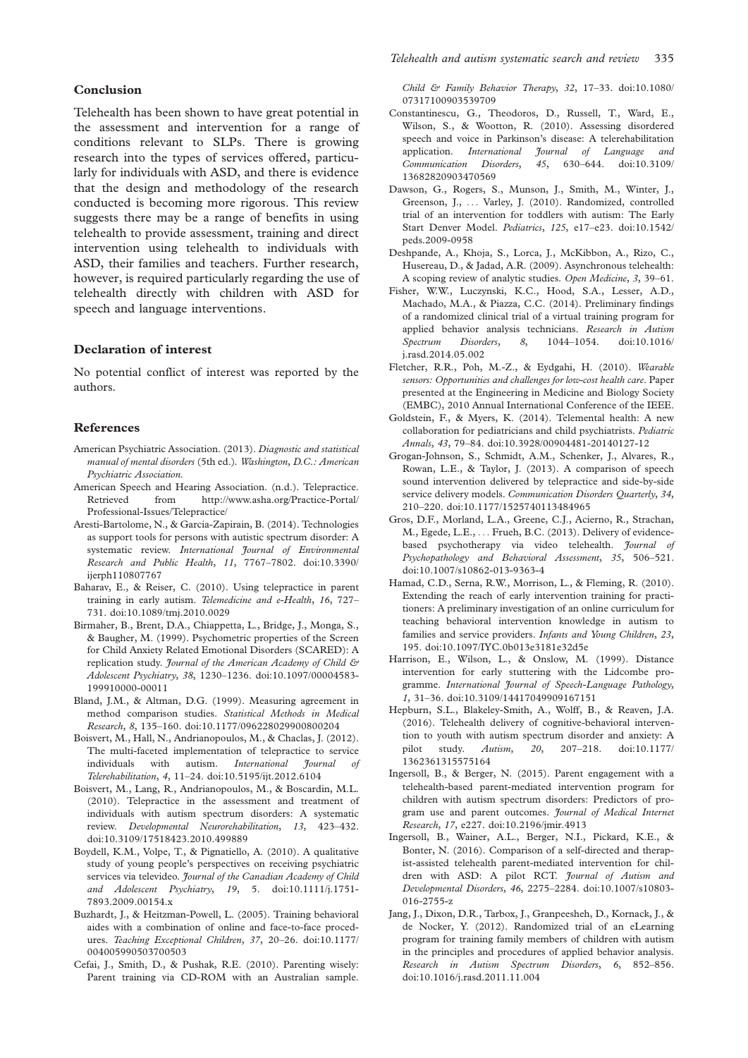## Conclusion

Telehealth has been shown to have great potential in the assessment and intervention for a range of conditions relevant to SLPs. There is growing research into the types of services offered, particularly for individuals with ASD, and there is evidence that the design and methodology of the research conducted is becoming more rigorous. This review suggests there may be a range of benefits in using telehealth to provide assessment, training and direct intervention using telehealth to individuals with ASD, their families and teachers. Further research, however, is required particularly regarding the use of telehealth directly with children with ASD for speech and language interventions.

## Declaration of interest

No potential conflict of interest was reported by the authors.

## References

American Psychiatric Association. (2013). *Diagnostic and statistical manual of mental disorders* (5th ed.). *Washington, D.C.: American Psychiatric Association.*

American Speech and Hearing Association. (n.d.). Telepractice. Retrieved from http://www.asha.org/Practice-Portal/Professional-Issues/Telepractice/

Aresti-Bartolome, N., & Garcia-Zapirain, B. (2014). Technologies as support tools for persons with autistic spectrum disorder: A systematic review. *International Journal of Environmental Research and Public Health*, *11*, 7767–7802. doi:10.3390/ijerph110807767

Baharav, E., & Reiser, C. (2010). Using telepractice in parent training in early autism. *Telemedicine and e-Health*, *16*, 727–731. doi:10.1089/tmj.2010.0029

Birmaher, B., Brent, D.A., Chiappetta, L., Bridge, J., Monga, S., & Baugher, M. (1999). Psychometric properties of the Screen for Child Anxiety Related Emotional Disorders (SCARED): A replication study. *Journal of the American Academy of Child & Adolescent Psychiatry*, *38*, 1230–1236. doi:10.1097/00004583-199910000-00011

Bland, J.M., & Altman, D.G. (1999). Measuring agreement in method comparison studies. *Statistical Methods in Medical Research*, *8*, 135–160. doi:10.1177/096228029900800204

Boisvert, M., Hall, N., Andrianopoulos, M., & Chaclas, J. (2012). The multi-faceted implementation of telepractice to service individuals with autism. *International Journal of Telerehabilitation*, *4*, 11–24. doi:10.5195/ijt.2012.6104

Boisvert, M., Lang, R., Andrianopoulos, M., & Boscardin, M.L. (2010). Telepractice in the assessment and treatment of individuals with autism spectrum disorders: A systematic review. *Developmental Neurorehabilitation*, *13*, 423–432. doi:10.3109/17518423.2010.499889

Boydell, K.M., Volpe, T., & Pignatiello, A. (2010). A qualitative study of young people's perspectives on receiving psychiatric services via televideo. *Journal of the Canadian Academy of Child and Adolescent Psychiatry*, *19*, 5. doi:10.1111/j.1751-7893.2009.00154.x

Buzhardt, J., & Heitzman-Powell, L. (2005). Training behavioral aides with a combination of online and face-to-face procedures. *Teaching Exceptional Children*, *37*, 20–26. doi:10.1177/004005990503700503

Cefai, J., Smith, D., & Pushak, R.E. (2010). Parenting wisely: Parent training via CD-ROM with an Australian sample. *Child & Family Behavior Therapy*, *32*, 17–33. doi:10.1080/07317100903539709

Constantinescu, G., Theodoros, D., Russell, T., Ward, E., Wilson, S., & Wootton, R. (2010). Assessing disordered speech and voice in Parkinson's disease: A telerehabilitation application. *International Journal of Language and Communication Disorders*, *45*, 630–644. doi:10.3109/13682820903470569

Dawson, G., Rogers, S., Munson, J., Smith, M., Winter, J., Greenson, J., … Varley, J. (2010). Randomized, controlled trial of an intervention for toddlers with autism: The Early Start Denver Model. *Pediatrics*, *125*, e17–e23. doi:10.1542/peds.2009-0958

Deshpande, A., Khoja, S., Lorca, J., McKibbon, A., Rizo, C., Husereau, D., & Jadad, A.R. (2009). Asynchronous telehealth: A scoping review of analytic studies. *Open Medicine*, *3*, 39–61.

Fisher, W.W., Luczynski, K.C., Hood, S.A., Lesser, A.D., Machado, M.A., & Piazza, C.C. (2014). Preliminary findings of a randomized clinical trial of a virtual training program for applied behavior analysis technicians. *Research in Autism Spectrum Disorders*, *8*, 1044–1054. doi:10.1016/j.rasd.2014.05.002

Fletcher, R.R., Poh, M.-Z., & Eydgahi, H. (2010). *Wearable sensors: Opportunities and challenges for low-cost health care*. Paper presented at the Engineering in Medicine and Biology Society (EMBC), 2010 Annual International Conference of the IEEE.

Goldstein, F., & Myers, K. (2014). Telemental health: A new collaboration for pediatricians and child psychiatrists. *Pediatric Annals*, *43*, 79–84. doi:10.3928/00904481-20140127-12

Grogan-Johnson, S., Schmidt, A.M., Schenker, J., Alvares, R., Rowan, L.E., & Taylor, J. (2013). A comparison of speech sound intervention delivered by telepractice and side-by-side service delivery models. *Communication Disorders Quarterly*, *34*, 210–220. doi:10.1177/1525740113484965

Gros, D.F., Morland, L.A., Greene, C.J., Acierno, R., Strachan, M., Egede, L.E., … Frueh, B.C. (2013). Delivery of evidence-based psychotherapy via video telehealth. *Journal of Psychopathology and Behavioral Assessment*, *35*, 506–521. doi:10.1007/s10862-013-9363-4

Hamad, C.D., Serna, R.W., Morrison, L., & Fleming, R. (2010). Extending the reach of early intervention training for practitioners: A preliminary investigation of an online curriculum for teaching behavioral intervention knowledge in autism to families and service providers. *Infants and Young Children*, *23*, 195. doi:10.1097/IYC.0b013e3181e32d5e

Harrison, E., Wilson, L., & Onslow, M. (1999). Distance intervention for early stuttering with the Lidcombe programme. *International Journal of Speech-Language Pathology*, *1*, 31–36. doi:10.3109/14417049909167151

Hepburn, S.L., Blakeley-Smith, A., Wolff, B., & Reaven, J.A. (2016). Telehealth delivery of cognitive-behavioral intervention to youth with autism spectrum disorder and anxiety: A pilot study. *Autism*, *20*, 207–218. doi:10.1177/1362361315575164

Ingersoll, B., & Berger, N. (2015). Parent engagement with a telehealth-based parent-mediated intervention program for children with autism spectrum disorders: Predictors of program use and parent outcomes. *Journal of Medical Internet Research*, *17*, e227. doi:10.2196/jmir.4913

Ingersoll, B., Wainer, A.L., Berger, N.I., Pickard, K.E., & Bonter, N. (2016). Comparison of a self-directed and therapist-assisted telehealth parent-mediated intervention for children with ASD: A pilot RCT. *Journal of Autism and Developmental Disorders*, *46*, 2275–2284. doi:10.1007/s10803-016-2755-z

Jang, J., Dixon, D.R., Tarbox, J., Granpeesheh, D., Kornack, J., & de Nocker, Y. (2012). Randomized trial of an eLearning program for training family members of children with autism in the principles and procedures of applied behavior analysis. *Research in Autism Spectrum Disorders*, *6*, 852–856. doi:10.1016/j.rasd.2011.11.004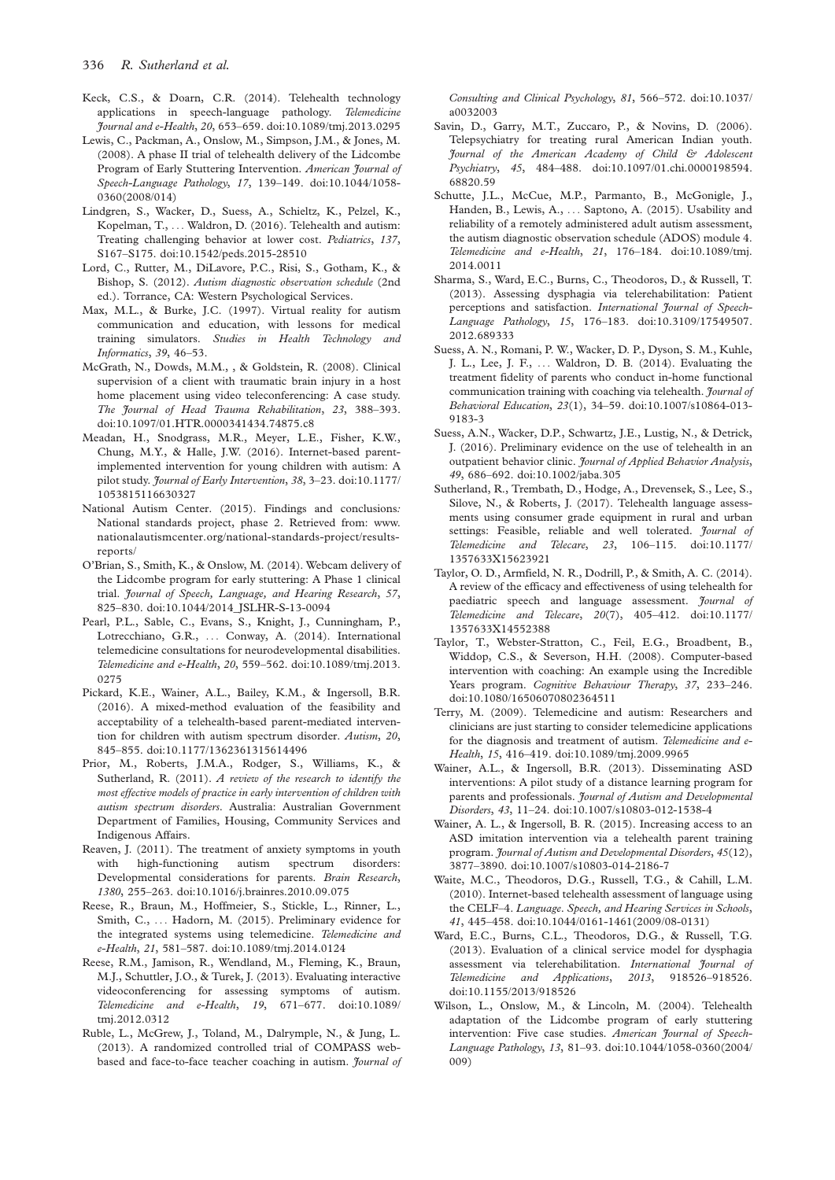Keck, C.S., & Doarn, C.R. (2014). Telehealth technology applications in speech-language pathology. *Telemedicine Journal and e-Health*, *20*, 653–659. doi:10.1089/tmj.2013.0295

Lewis, C., Packman, A., Onslow, M., Simpson, J.M., & Jones, M. (2008). A phase II trial of telehealth delivery of the Lidcombe Program of Early Stuttering Intervention. *American Journal of Speech-Language Pathology*, *17*, 139–149. doi:10.1044/1058-0360(2008/014)

Lindgren, S., Wacker, D., Suess, A., Schieltz, K., Pelzel, K., Kopelman, T., ... Waldron, D. (2016). Telehealth and autism: Treating challenging behavior at lower cost. *Pediatrics*, *137*, S167–S175. doi:10.1542/peds.2015-28510

Lord, C., Rutter, M., DiLavore, P.C., Risi, S., Gotham, K., & Bishop, S. (2012). *Autism diagnostic observation schedule* (2nd ed.). Torrance, CA: Western Psychological Services.

Max, M.L., & Burke, J.C. (1997). Virtual reality for autism communication and education, with lessons for medical training simulators. *Studies in Health Technology and Informatics*, *39*, 46–53.

McGrath, N., Dowds, M.M., , & Goldstein, R. (2008). Clinical supervision of a client with traumatic brain injury in a host home placement using video teleconferencing: A case study. *The Journal of Head Trauma Rehabilitation*, *23*, 388–393. doi:10.1097/01.HTR.0000341434.74875.c8

Meadan, H., Snodgrass, M.R., Meyer, L.E., Fisher, K.W., Chung, M.Y., & Halle, J.W. (2016). Internet-based parent-implemented intervention for young children with autism: A pilot study. *Journal of Early Intervention*, *38*, 3–23. doi:10.1177/1053815116630327

National Autism Center. (2015). Findings and conclusions*:* National standards project, phase 2. Retrieved from: www.nationalautismcenter.org/national-standards-project/results-reports/

O'Brian, S., Smith, K., & Onslow, M. (2014). Webcam delivery of the Lidcombe program for early stuttering: A Phase 1 clinical trial. *Journal of Speech, Language, and Hearing Research*, *57*, 825–830. doi:10.1044/2014_JSLHR-S-13-0094

Pearl, P.L., Sable, C., Evans, S., Knight, J., Cunningham, P., Lotrecchiano, G.R., ... Conway, A. (2014). International telemedicine consultations for neurodevelopmental disabilities. *Telemedicine and e-Health*, *20*, 559–562. doi:10.1089/tmj.2013.0275

Pickard, K.E., Wainer, A.L., Bailey, K.M., & Ingersoll, B.R. (2016). A mixed-method evaluation of the feasibility and acceptability of a telehealth-based parent-mediated intervention for children with autism spectrum disorder. *Autism*, *20*, 845–855. doi:10.1177/1362361315614496

Prior, M., Roberts, J.M.A., Rodger, S., Williams, K., & Sutherland, R. (2011). *A review of the research to identify the most effective models of practice in early intervention of children with autism spectrum disorders*. Australia: Australian Government Department of Families, Housing, Community Services and Indigenous Affairs.

Reaven, J. (2011). The treatment of anxiety symptoms in youth with high-functioning autism spectrum disorders: Developmental considerations for parents. *Brain Research*, *1380*, 255–263. doi:10.1016/j.brainres.2010.09.075

Reese, R., Braun, M., Hoffmeier, S., Stickle, L., Rinner, L., Smith, C., ... Hadorn, M. (2015). Preliminary evidence for the integrated systems using telemedicine. *Telemedicine and e-Health*, *21*, 581–587. doi:10.1089/tmj.2014.0124

Reese, R.M., Jamison, R., Wendland, M., Fleming, K., Braun, M.J., Schuttler, J.O., & Turek, J. (2013). Evaluating interactive videoconferencing for assessing symptoms of autism. *Telemedicine and e-Health*, *19*, 671–677. doi:10.1089/tmj.2012.0312

Ruble, L., McGrew, J., Toland, M., Dalrymple, N., & Jung, L. (2013). A randomized controlled trial of COMPASS web-based and face-to-face teacher coaching in autism. *Journal of Consulting and Clinical Psychology*, *81*, 566–572. doi:10.1037/a0032003

Savin, D., Garry, M.T., Zuccaro, P., & Novins, D. (2006). Telepsychiatry for treating rural American Indian youth. *Journal of the American Academy of Child & Adolescent Psychiatry*, *45*, 484–488. doi:10.1097/01.chi.0000198594.68820.59

Schutte, J.L., McCue, M.P., Parmanto, B., McGonigle, J., Handen, B., Lewis, A., ... Saptono, A. (2015). Usability and reliability of a remotely administered adult autism assessment, the autism diagnostic observation schedule (ADOS) module 4. *Telemedicine and e-Health*, *21*, 176–184. doi:10.1089/tmj.2014.0011

Sharma, S., Ward, E.C., Burns, C., Theodoros, D., & Russell, T. (2013). Assessing dysphagia via telerehabilitation: Patient perceptions and satisfaction. *International Journal of Speech-Language Pathology*, *15*, 176–183. doi:10.3109/17549507.2012.689333

Suess, A. N., Romani, P. W., Wacker, D. P., Dyson, S. M., Kuhle, J. L., Lee, J. F., ... Waldron, D. B. (2014). Evaluating the treatment fidelity of parents who conduct in-home functional communication training with coaching via telehealth. *Journal of Behavioral Education*, *23*(1), 34–59. doi:10.1007/s10864-013-9183-3

Suess, A.N., Wacker, D.P., Schwartz, J.E., Lustig, N., & Detrick, J. (2016). Preliminary evidence on the use of telehealth in an outpatient behavior clinic. *Journal of Applied Behavior Analysis*, *49*, 686–692. doi:10.1002/jaba.305

Sutherland, R., Trembath, D., Hodge, A., Drevensek, S., Lee, S., Silove, N., & Roberts, J. (2017). Telehealth language assessments using consumer grade equipment in rural and urban settings: Feasible, reliable and well tolerated. *Journal of Telemedicine and Telecare*, *23*, 106–115. doi:10.1177/1357633X15623921

Taylor, O. D., Armfield, N. R., Dodrill, P., & Smith, A. C. (2014). A review of the efficacy and effectiveness of using telehealth for paediatric speech and language assessment. *Journal of Telemedicine and Telecare*, *20*(7), 405–412. doi:10.1177/1357633X14552388

Taylor, T., Webster-Stratton, C., Feil, E.G., Broadbent, B., Widdop, C.S., & Severson, H.H. (2008). Computer-based intervention with coaching: An example using the Incredible Years program. *Cognitive Behaviour Therapy*, *37*, 233–246. doi:10.1080/16506070802364511

Terry, M. (2009). Telemedicine and autism: Researchers and clinicians are just starting to consider telemedicine applications for the diagnosis and treatment of autism. *Telemedicine and e-Health*, *15*, 416–419. doi:10.1089/tmj.2009.9965

Wainer, A.L., & Ingersoll, B.R. (2013). Disseminating ASD interventions: A pilot study of a distance learning program for parents and professionals. *Journal of Autism and Developmental Disorders*, *43*, 11–24. doi:10.1007/s10803-012-1538-4

Wainer, A. L., & Ingersoll, B. R. (2015). Increasing access to an ASD imitation intervention via a telehealth parent training program. *Journal of Autism and Developmental Disorders*, *45*(12), 3877–3890. doi:10.1007/s10803-014-2186-7

Waite, M.C., Theodoros, D.G., Russell, T.G., & Cahill, L.M. (2010). Internet-based telehealth assessment of language using the CELF–4. *Language. Speech, and Hearing Services in Schools*, *41*, 445–458. doi:10.1044/0161-1461(2009/08-0131)

Ward, E.C., Burns, C.L., Theodoros, D.G., & Russell, T.G. (2013). Evaluation of a clinical service model for dysphagia assessment via telerehabilitation. *International Journal of Telemedicine and Applications*, *2013*, 918526–918526. doi:10.1155/2013/918526

Wilson, L., Onslow, M., & Lincoln, M. (2004). Telehealth adaptation of the Lidcombe program of early stuttering intervention: Five case studies. *American Journal of Speech-Language Pathology*, *13*, 81–93. doi:10.1044/1058-0360(2004/009)